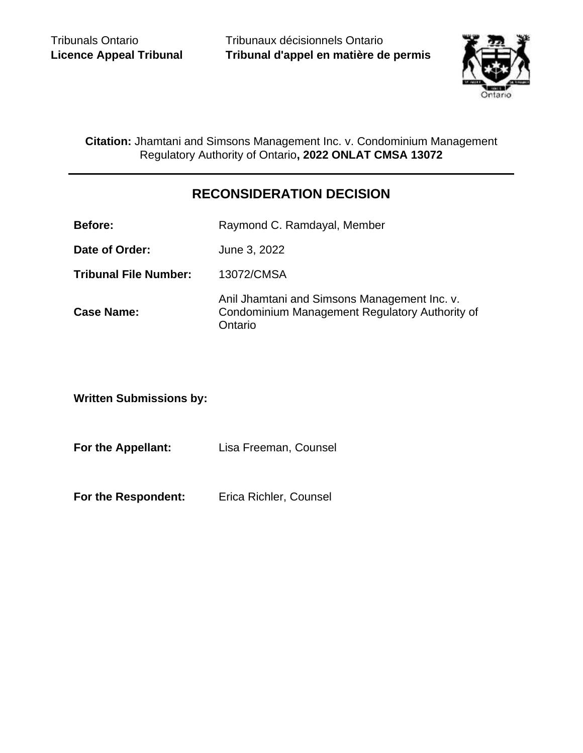Tribunals Ontario
**Licence Appeal Tribunal**

Tribunaux décisionnels Ontario
**Tribunal d'appel en matière de permis**

**Citation:** Jhamtani and Simsons Management Inc. v. Condominium Management Regulatory Authority of Ontario**, 2022 ONLAT CMSA 13072**

## RECONSIDERATION DECISION

| | |
|---|---|
| **Before:** | Raymond C. Ramdayal, Member |
| **Date of Order:** | June 3, 2022 |
| **Tribunal File Number:** | 13072/CMSA |
| **Case Name:** | Anil Jhamtani and Simsons Management Inc. v. Condominium Management Regulatory Authority of Ontario |

**Written Submissions by:**

**For the Appellant:** Lisa Freeman, Counsel

**For the Respondent:** Erica Richler, Counsel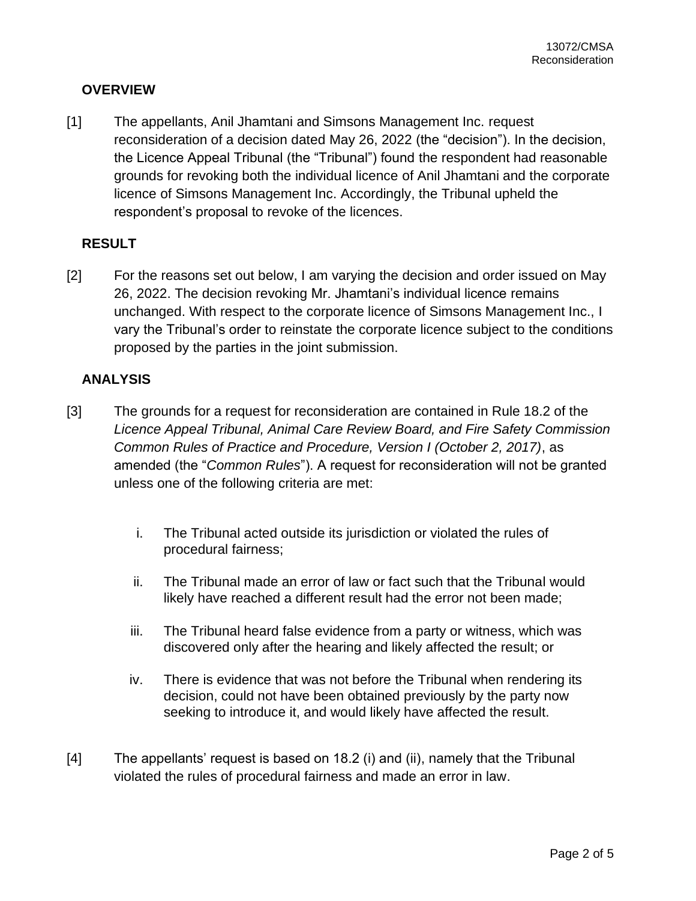## OVERVIEW

[1] The appellants, Anil Jhamtani and Simsons Management Inc. request reconsideration of a decision dated May 26, 2022 (the "decision"). In the decision, the Licence Appeal Tribunal (the "Tribunal") found the respondent had reasonable grounds for revoking both the individual licence of Anil Jhamtani and the corporate licence of Simsons Management Inc. Accordingly, the Tribunal upheld the respondent's proposal to revoke of the licences.

## RESULT

[2] For the reasons set out below, I am varying the decision and order issued on May 26, 2022. The decision revoking Mr. Jhamtani's individual licence remains unchanged. With respect to the corporate licence of Simsons Management Inc., I vary the Tribunal's order to reinstate the corporate licence subject to the conditions proposed by the parties in the joint submission.

## ANALYSIS

[3] The grounds for a request for reconsideration are contained in Rule 18.2 of the *Licence Appeal Tribunal, Animal Care Review Board, and Fire Safety Commission Common Rules of Practice and Procedure, Version I (October 2, 2017)*, as amended (the "*Common Rules*"). A request for reconsideration will not be granted unless one of the following criteria are met:

i. The Tribunal acted outside its jurisdiction or violated the rules of procedural fairness;

ii. The Tribunal made an error of law or fact such that the Tribunal would likely have reached a different result had the error not been made;

iii. The Tribunal heard false evidence from a party or witness, which was discovered only after the hearing and likely affected the result; or

iv. There is evidence that was not before the Tribunal when rendering its decision, could not have been obtained previously by the party now seeking to introduce it, and would likely have affected the result.

[4] The appellants' request is based on 18.2 (i) and (ii), namely that the Tribunal violated the rules of procedural fairness and made an error in law.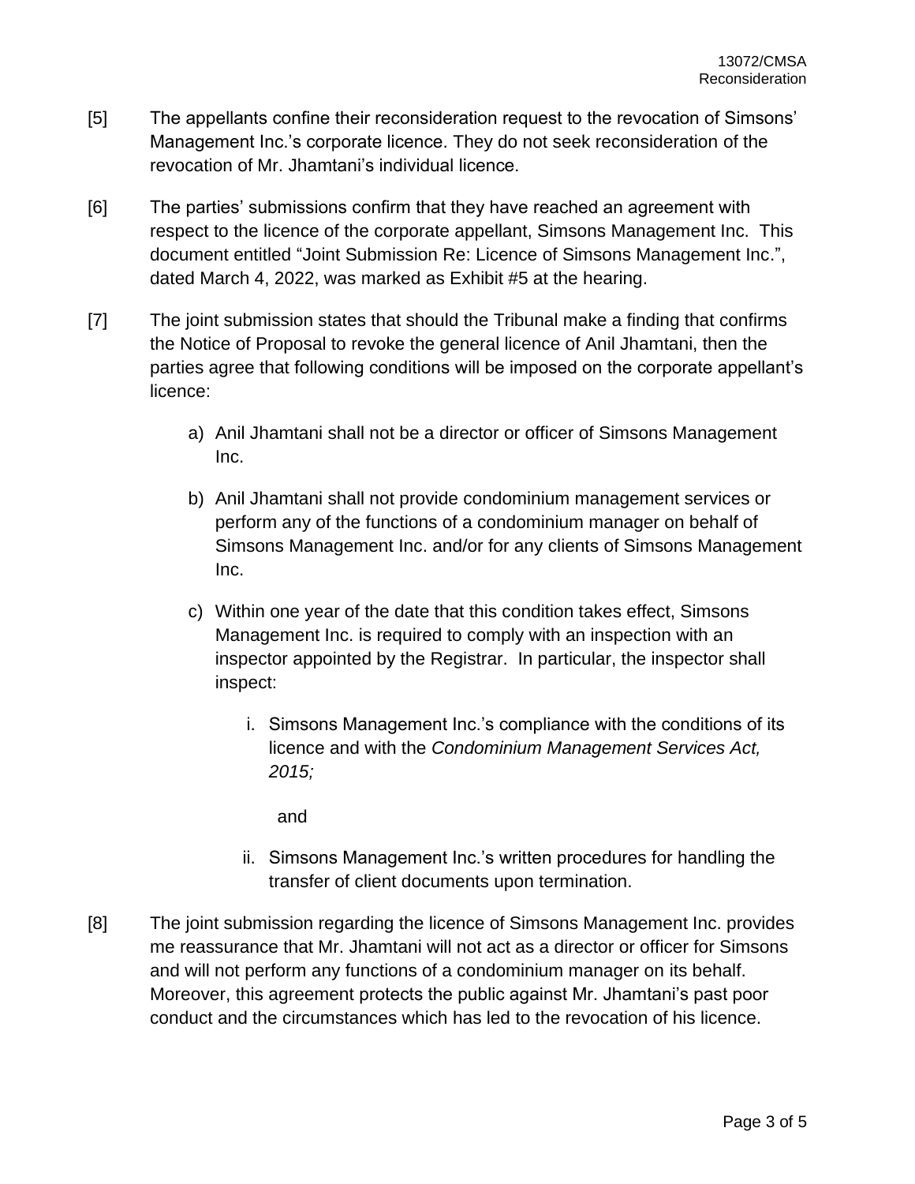[5] The appellants confine their reconsideration request to the revocation of Simsons' Management Inc.'s corporate licence. They do not seek reconsideration of the revocation of Mr. Jhamtani's individual licence.

[6] The parties' submissions confirm that they have reached an agreement with respect to the licence of the corporate appellant, Simsons Management Inc. This document entitled "Joint Submission Re: Licence of Simsons Management Inc.", dated March 4, 2022, was marked as Exhibit #5 at the hearing.

[7] The joint submission states that should the Tribunal make a finding that confirms the Notice of Proposal to revoke the general licence of Anil Jhamtani, then the parties agree that following conditions will be imposed on the corporate appellant's licence:

a) Anil Jhamtani shall not be a director or officer of Simsons Management Inc.

b) Anil Jhamtani shall not provide condominium management services or perform any of the functions of a condominium manager on behalf of Simsons Management Inc. and/or for any clients of Simsons Management Inc.

c) Within one year of the date that this condition takes effect, Simsons Management Inc. is required to comply with an inspection with an inspector appointed by the Registrar. In particular, the inspector shall inspect:

   i. Simsons Management Inc.'s compliance with the conditions of its licence and with the *Condominium Management Services Act, 2015;*

   and

   ii. Simsons Management Inc.'s written procedures for handling the transfer of client documents upon termination.

[8] The joint submission regarding the licence of Simsons Management Inc. provides me reassurance that Mr. Jhamtani will not act as a director or officer for Simsons and will not perform any functions of a condominium manager on its behalf. Moreover, this agreement protects the public against Mr. Jhamtani's past poor conduct and the circumstances which has led to the revocation of his licence.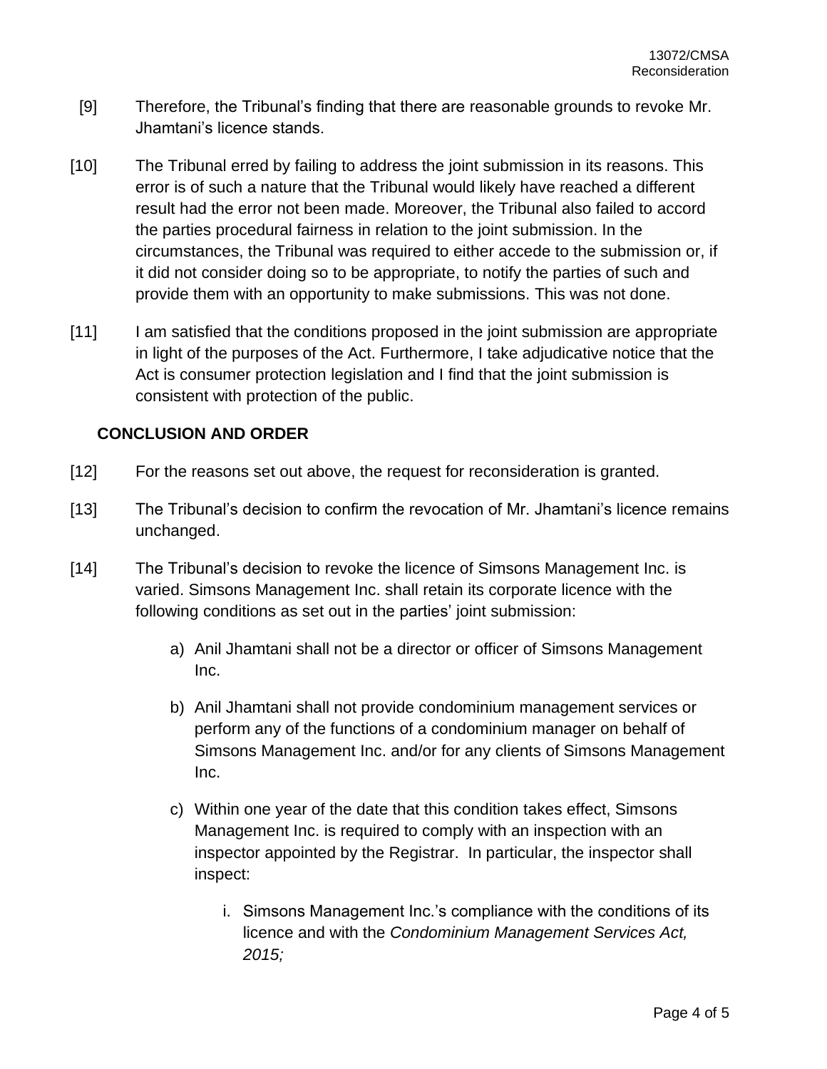[9] Therefore, the Tribunal's finding that there are reasonable grounds to revoke Mr. Jhamtani's licence stands.

[10] The Tribunal erred by failing to address the joint submission in its reasons. This error is of such a nature that the Tribunal would likely have reached a different result had the error not been made. Moreover, the Tribunal also failed to accord the parties procedural fairness in relation to the joint submission. In the circumstances, the Tribunal was required to either accede to the submission or, if it did not consider doing so to be appropriate, to notify the parties of such and provide them with an opportunity to make submissions. This was not done.

[11] I am satisfied that the conditions proposed in the joint submission are appropriate in light of the purposes of the Act. Furthermore, I take adjudicative notice that the Act is consumer protection legislation and I find that the joint submission is consistent with protection of the public.

## CONCLUSION AND ORDER

[12] For the reasons set out above, the request for reconsideration is granted.

[13] The Tribunal's decision to confirm the revocation of Mr. Jhamtani's licence remains unchanged.

[14] The Tribunal's decision to revoke the licence of Simsons Management Inc. is varied. Simsons Management Inc. shall retain its corporate licence with the following conditions as set out in the parties' joint submission:

a) Anil Jhamtani shall not be a director or officer of Simsons Management Inc.

b) Anil Jhamtani shall not provide condominium management services or perform any of the functions of a condominium manager on behalf of Simsons Management Inc. and/or for any clients of Simsons Management Inc.

c) Within one year of the date that this condition takes effect, Simsons Management Inc. is required to comply with an inspection with an inspector appointed by the Registrar. In particular, the inspector shall inspect:

   i. Simsons Management Inc.'s compliance with the conditions of its licence and with the *Condominium Management Services Act, 2015;*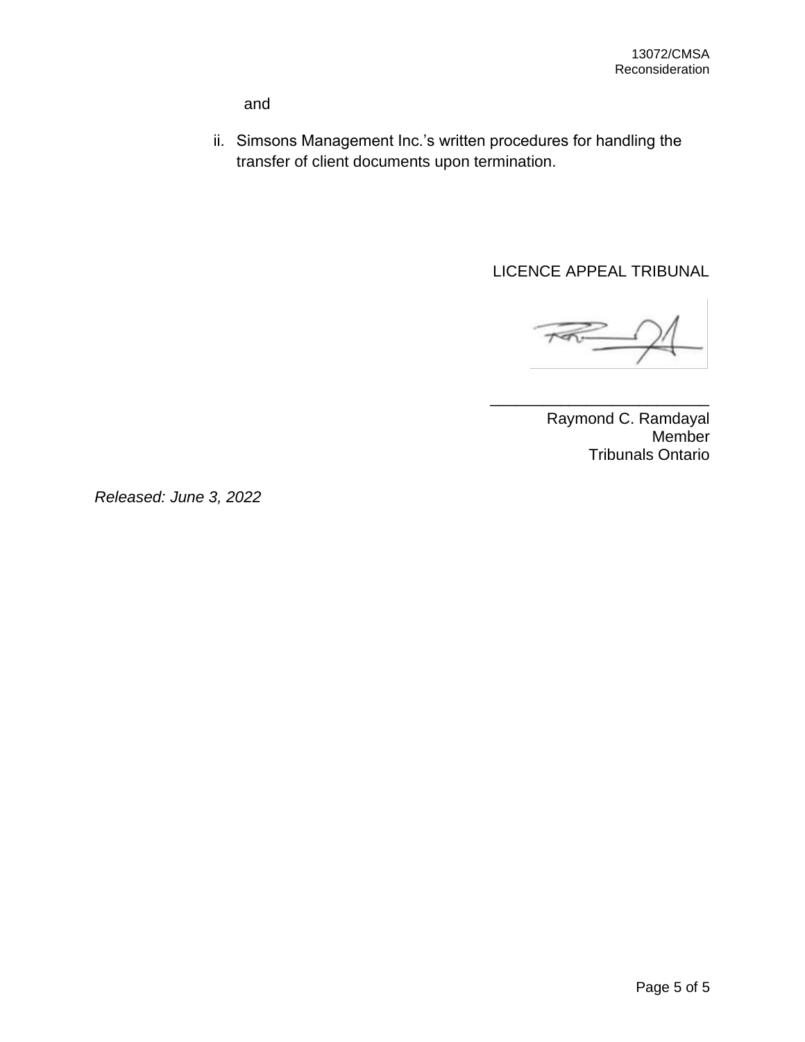and

ii. Simsons Management Inc.'s written procedures for handling the transfer of client documents upon termination.

LICENCE APPEAL TRIBUNAL

_________________________

Raymond C. Ramdayal
Member
Tribunals Ontario

*Released: June 3, 2022*